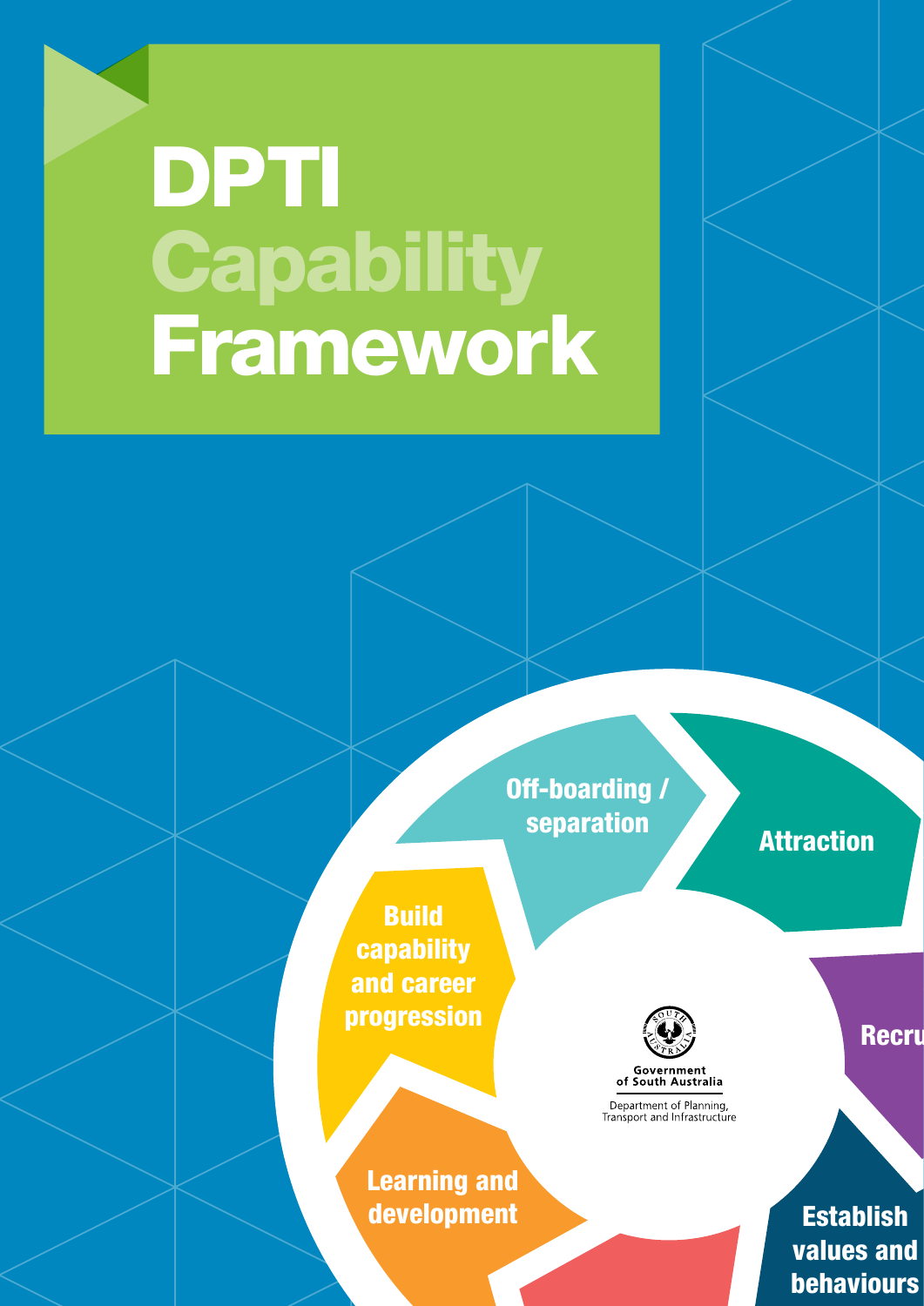# DPTI Capability Framework

Off-boarding / separation

Attraction

Recru

Build capability and career progression

Establish values and behaviours

Learning and development

Government of South Australia

Department of Planning, Transport and Infrastructure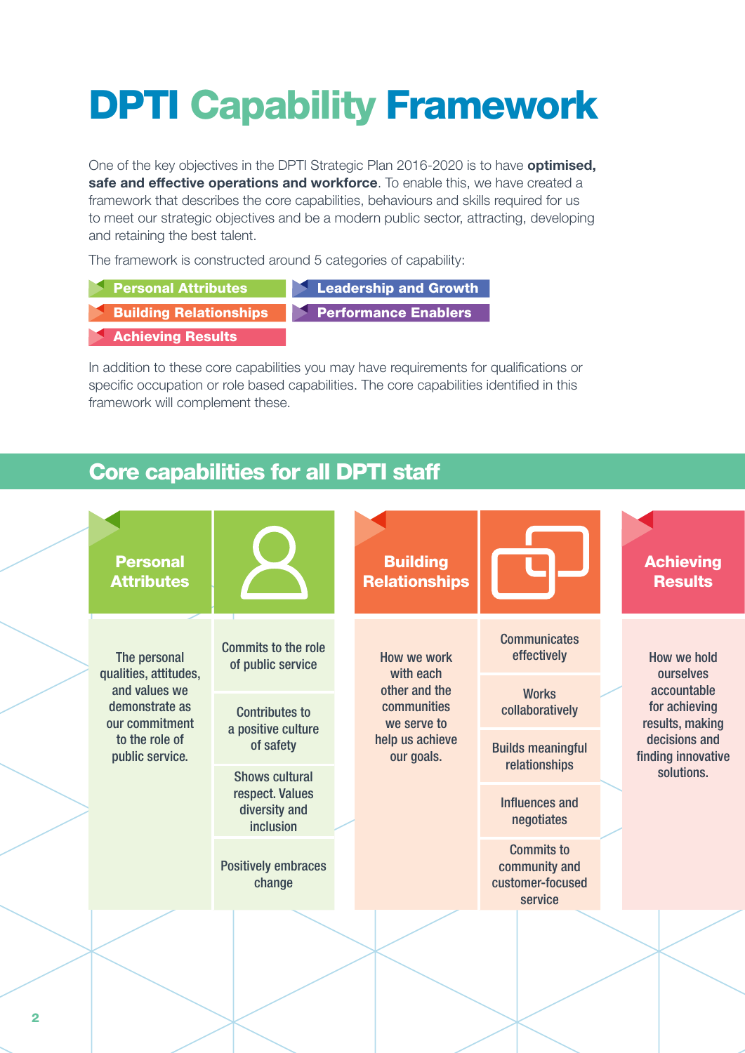# DPTI Capability Framework

One of the key objectives in the DPTI Strategic Plan 2016-2020 is to have **optimised, safe and effective operations and workforce**. To enable this, we have created a framework that describes the core capabilities, behaviours and skills required for us to meet our strategic objectives and be a modern public sector, attracting, developing and retaining the best talent.

The framework is constructed around 5 categories of capability:

- Personal Attributes
- Building Relationships
- Achieving Results
- Leadership and Growth
- Performance Enablers

In addition to these core capabilities you may have requirements for qualifications or specific occupation or role based capabilities. The core capabilities identified in this framework will complement these.

## Core capabilities for all DPTI staff

### Personal Attributes

The personal qualities, attitudes, and values we demonstrate as our commitment to the role of public service.

- Commits to the role of public service
- Contributes to a positive culture of safety
- Shows cultural respect. Values diversity and inclusion
- Positively embraces change

### Building Relationships

How we work with each other and the communities we serve to help us achieve our goals.

- Communicates effectively
- Works collaboratively
- Builds meaningful relationships
- Influences and negotiates
- Commits to community and customer-focused service

### Achieving Results

How we hold ourselves accountable for achieving results, making decisions and finding innovative solutions.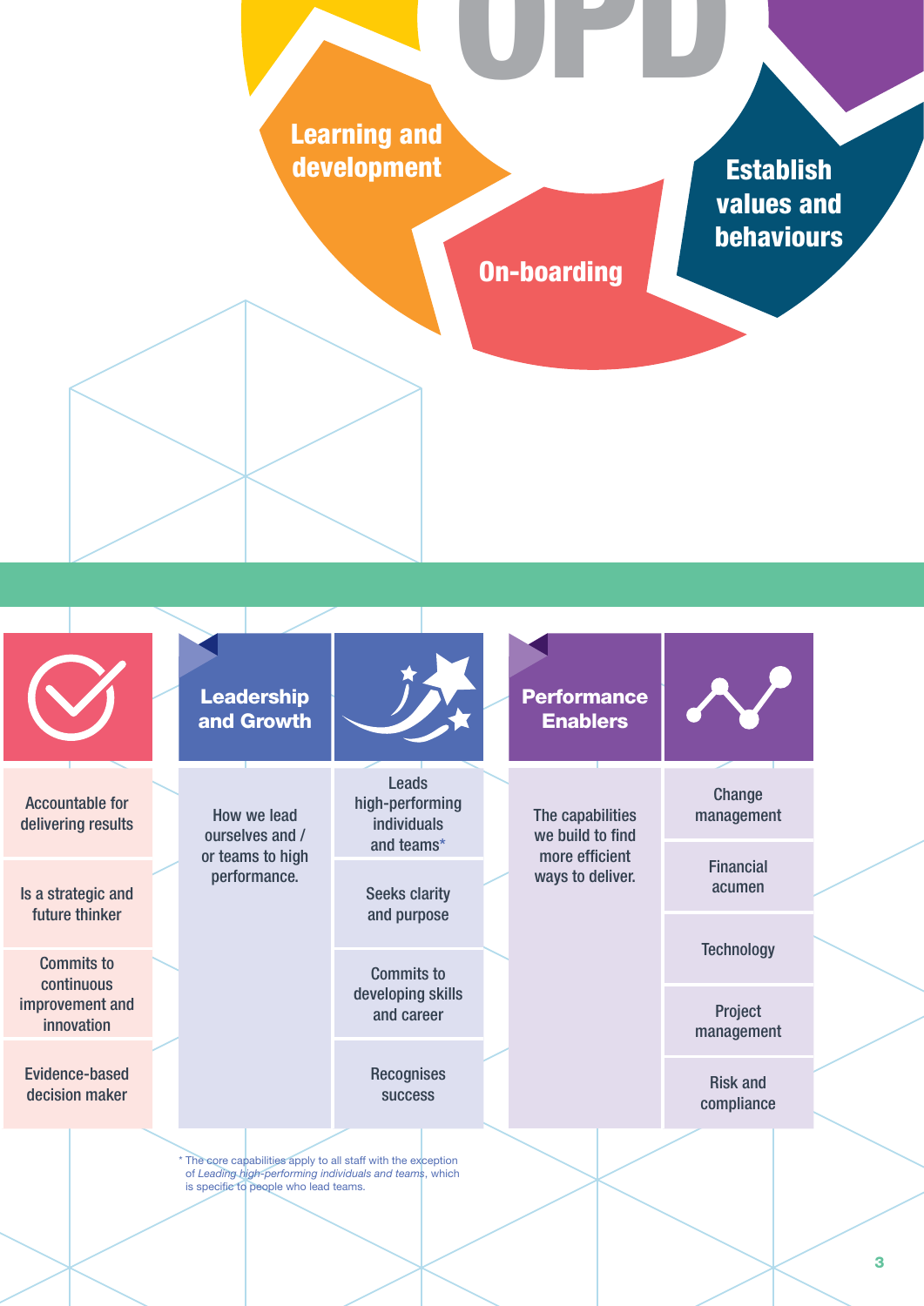Learning and development

On-boarding

Establish values and behaviours

| | Leadership and Growth | | Performance Enablers | |
|---|---|---|---|---|
| Accountable for delivering results | How we lead ourselves and / or teams to high performance. | Leads high-performing individuals and teams* | The capabilities we build to find more efficient ways to deliver. | Change management |
| Is a strategic and future thinker | | Seeks clarity and purpose | | Financial acumen |
| Commits to continuous improvement and innovation | | Commits to developing skills and career | | Technology |
| Evidence-based decision maker | | Recognises success | | Project management |
| | | | | Risk and compliance |

\* The core capabilities apply to all staff with the exception of *Leading high-performing individuals and teams*, which is specific to people who lead teams.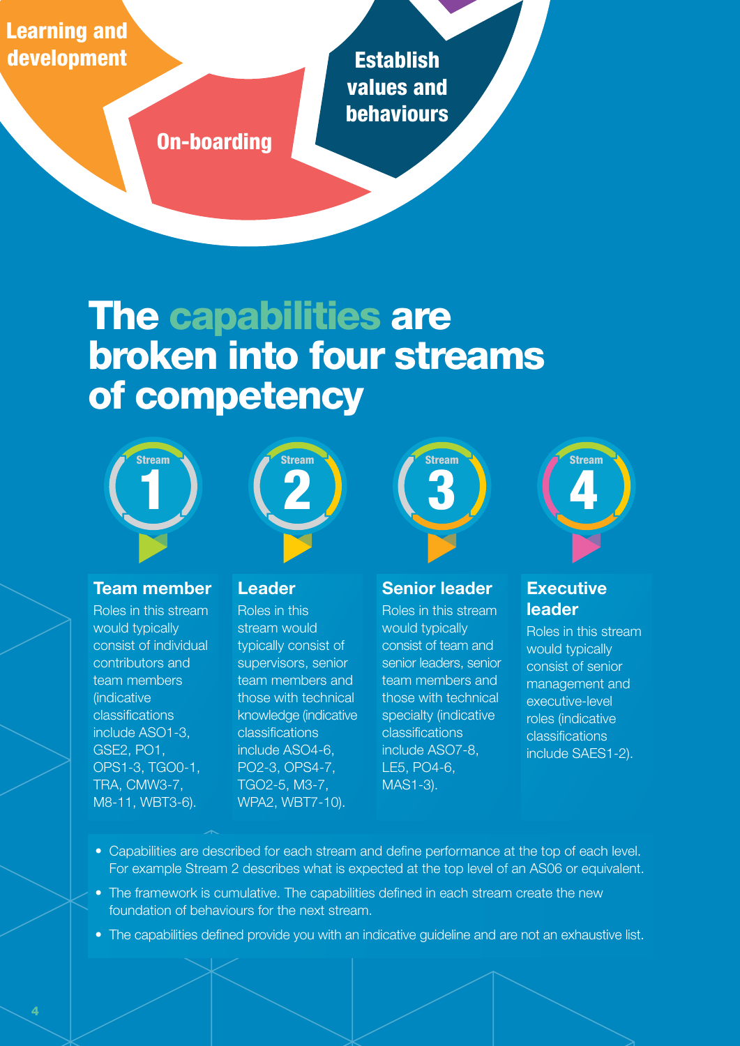Learning and development

Establish values and behaviours

On-boarding

# The capabilities are broken into four streams of competency

### Stream 1

**Team member**

Roles in this stream would typically consist of individual contributors and team members (indicative classifications include ASO1-3, GSE2, PO1, OPS1-3, TGO0-1, TRA, CMW3-7, M8-11, WBT3-6).

### Stream 2

**Leader**

Roles in this stream would typically consist of supervisors, senior team members and those with technical knowledge (indicative classifications include ASO4-6, PO2-3, OPS4-7, TGO2-5, M3-7, WPA2, WBT7-10).

### Stream 3

**Senior leader**

Roles in this stream would typically consist of team and senior leaders, senior team members and those with technical specialty (indicative classifications include ASO7-8, LE5, PO4-6, MAS1-3).

### Stream 4

**Executive leader**

Roles in this stream would typically consist of senior management and executive-level roles (indicative classifications include SAES1-2).

- Capabilities are described for each stream and define performance at the top of each level. For example Stream 2 describes what is expected at the top level of an AS06 or equivalent.
- The framework is cumulative. The capabilities defined in each stream create the new foundation of behaviours for the next stream.
- The capabilities defined provide you with an indicative guideline and are not an exhaustive list.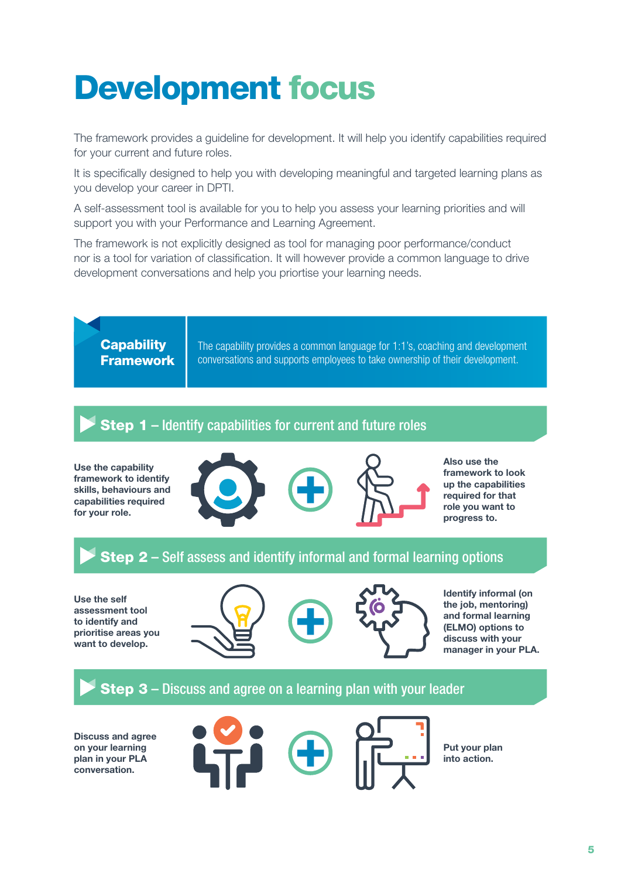# Development focus

The framework provides a guideline for development. It will help you identify capabilities required for your current and future roles.

It is specifically designed to help you with developing meaningful and targeted learning plans as you develop your career in DPTI.

A self-assessment tool is available for you to help you assess your learning priorities and will support you with your Performance and Learning Agreement.

The framework is not explicitly designed as tool for managing poor performance/conduct nor is a tool for variation of classification. It will however provide a common language to drive development conversations and help you priortise your learning needs.

**Capability Framework**

The capability provides a common language for 1:1's, coaching and development conversations and supports employees to take ownership of their development.

## Step 1 – Identify capabilities for current and future roles

**Use the capability framework to identify skills, behaviours and capabilities required for your role.**

**Also use the framework to look up the capabilities required for that role you want to progress to.**

## Step 2 – Self assess and identify informal and formal learning options

**Use the self assessment tool to identify and prioritise areas you want to develop.**

**Identify informal (on the job, mentoring) and formal learning (ELMO) options to discuss with your manager in your PLA.**

## Step 3 – Discuss and agree on a learning plan with your leader

**Discuss and agree on your learning plan in your PLA conversation.**

**Put your plan into action.**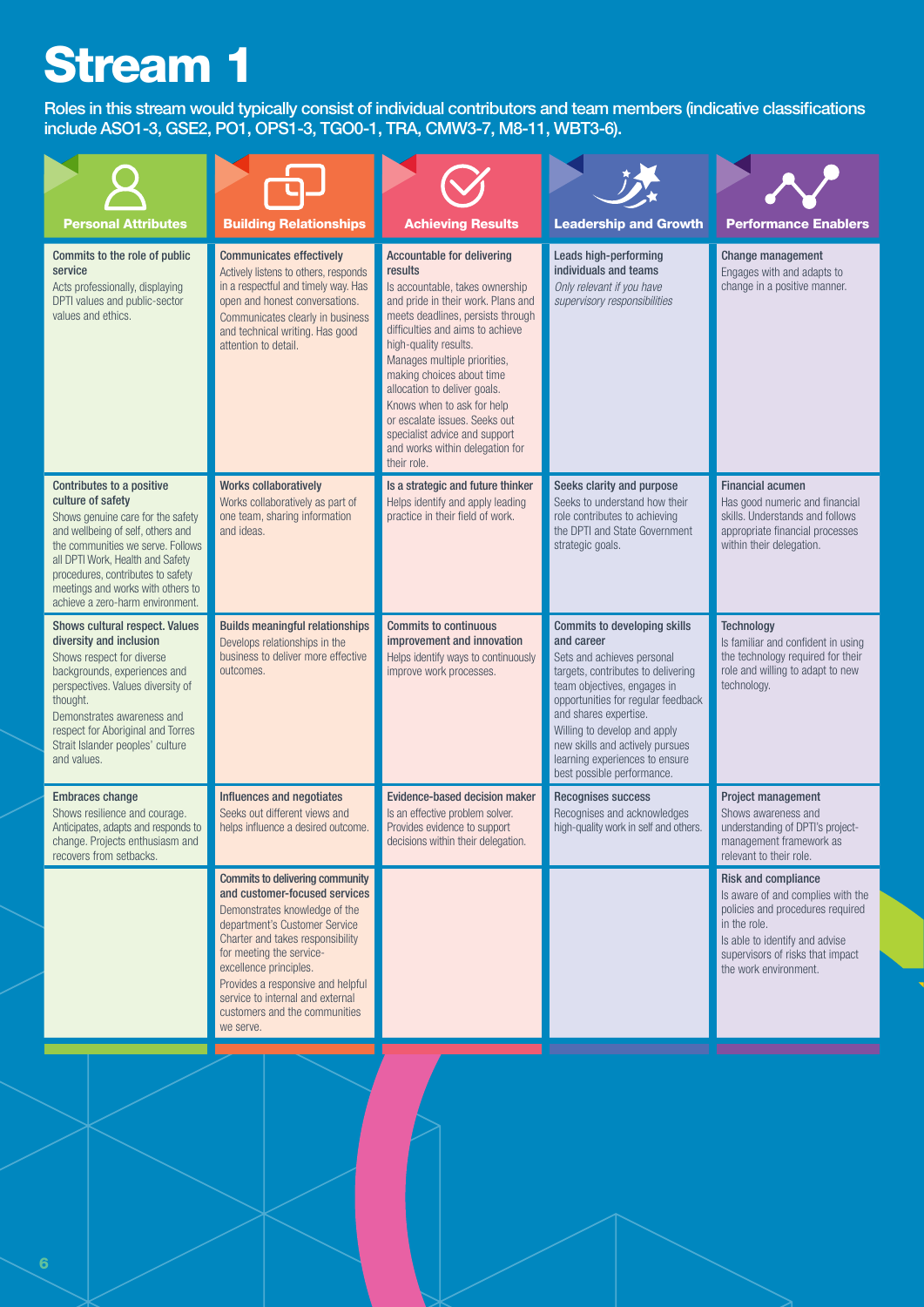# Stream 1

Roles in this stream would typically consist of individual contributors and team members (indicative classifications include ASO1-3, GSE2, PO1, OPS1-3, TGO0-1, TRA, CMW3-7, M8-11, WBT3-6).

| Personal Attributes | Building Relationships | Achieving Results | Leadership and Growth | Performance Enablers |
|---|---|---|---|---|
| **Commits to the role of public service**<br>Acts professionally, displaying DPTI values and public-sector values and ethics. | **Communicates effectively**<br>Actively listens to others, responds in a respectful and timely way. Has open and honest conversations.<br>Communicates clearly in business and technical writing. Has good attention to detail. | **Accountable for delivering results**<br>Is accountable, takes ownership and pride in their work. Plans and meets deadlines, persists through difficulties and aims to achieve high-quality results.<br>Manages multiple priorities, making choices about time allocation to deliver goals.<br>Knows when to ask for help or escalate issues. Seeks out specialist advice and support and works within delegation for their role. | **Leads high-performing individuals and teams**<br>*Only relevant if you have supervisory responsibilities* | **Change management**<br>Engages with and adapts to change in a positive manner. |
| **Contributes to a positive culture of safety**<br>Shows genuine care for the safety and wellbeing of self, others and the communities we serve. Follows all DPTI Work, Health and Safety procedures, contributes to safety meetings and works with others to achieve a zero-harm environment. | **Works collaboratively**<br>Works collaboratively as part of one team, sharing information and ideas. | **Is a strategic and future thinker**<br>Helps identify and apply leading practice in their field of work. | **Seeks clarity and purpose**<br>Seeks to understand how their role contributes to achieving the DPTI and State Government strategic goals. | **Financial acumen**<br>Has good numeric and financial skills. Understands and follows appropriate financial processes within their delegation. |
| **Shows cultural respect. Values diversity and inclusion**<br>Shows respect for diverse backgrounds, experiences and perspectives. Values diversity of thought.<br>Demonstrates awareness and respect for Aboriginal and Torres Strait Islander peoples' culture and values. | **Builds meaningful relationships**<br>Develops relationships in the business to deliver more effective outcomes. | **Commits to continuous improvement and innovation**<br>Helps identify ways to continuously improve work processes. | **Commits to developing skills and career**<br>Sets and achieves personal targets, contributes to delivering team objectives, engages in opportunities for regular feedback and shares expertise.<br>Willing to develop and apply new skills and actively pursues learning experiences to ensure best possible performance. | **Technology**<br>Is familiar and confident in using the technology required for their role and willing to adapt to new technology. |
| **Embraces change**<br>Shows resilience and courage. Anticipates, adapts and responds to change. Projects enthusiasm and recovers from setbacks. | **Influences and negotiates**<br>Seeks out different views and helps influence a desired outcome. | **Evidence-based decision maker**<br>Is an effective problem solver. Provides evidence to support decisions within their delegation. | **Recognises success**<br>Recognises and acknowledges high-quality work in self and others. | **Project management**<br>Shows awareness and understanding of DPTI's project-management framework as relevant to their role. |
| | **Commits to delivering community and customer-focused services**<br>Demonstrates knowledge of the department's Customer Service Charter and takes responsibility for meeting the service-excellence principles.<br>Provides a responsive and helpful service to internal and external customers and the communities we serve. | | | **Risk and compliance**<br>Is aware of and complies with the policies and procedures required in the role.<br>Is able to identify and advise supervisors of risks that impact the work environment. |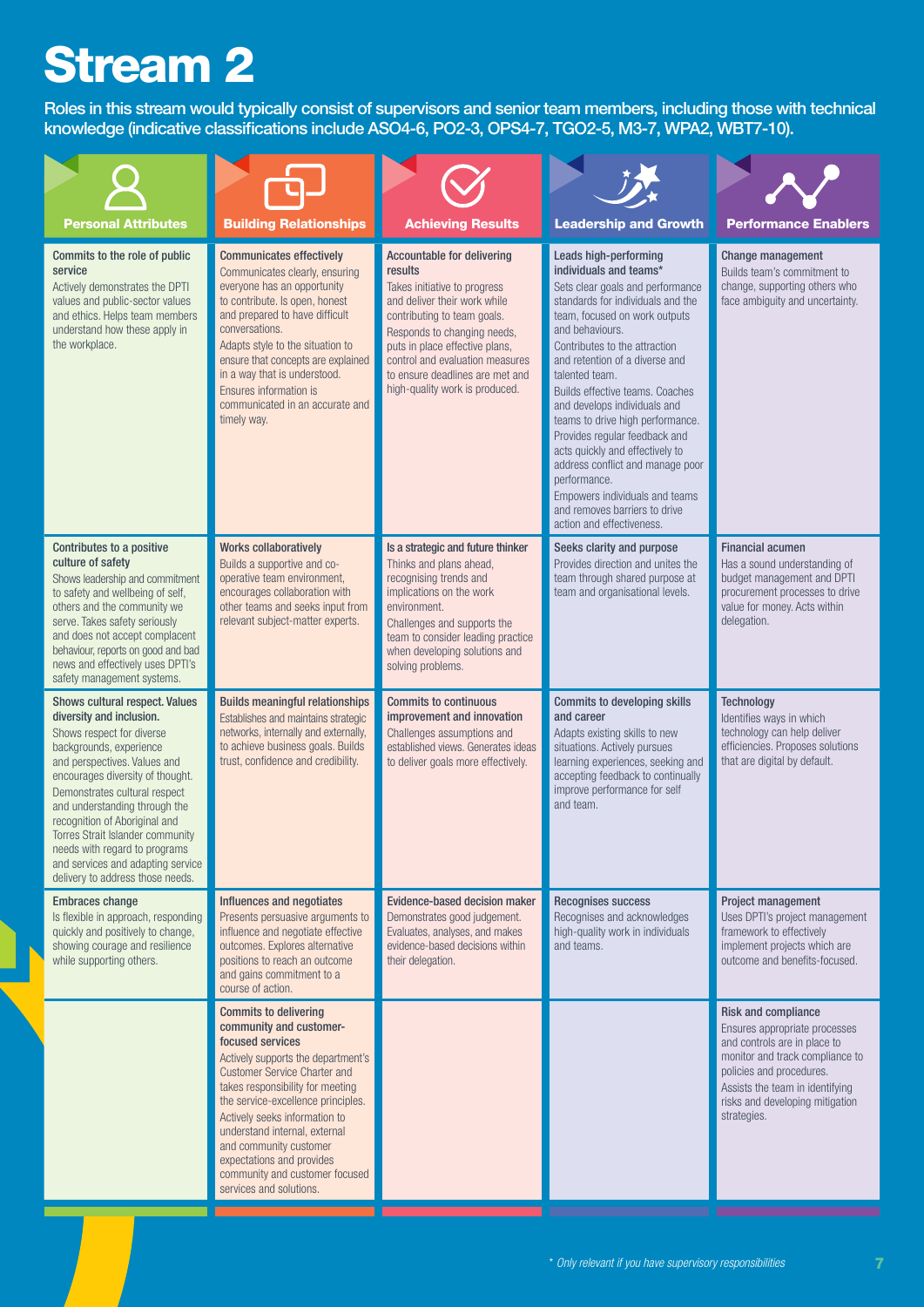# Stream 2

Roles in this stream would typically consist of supervisors and senior team members, including those with technical knowledge (indicative classifications include ASO4-6, PO2-3, OPS4-7, TGO2-5, M3-7, WPA2, WBT7-10).

| Personal Attributes | Building Relationships | Achieving Results | Leadership and Growth | Performance Enablers |
|---|---|---|---|---|
| **Commits to the role of public service** Actively demonstrates the DPTI values and public-sector values and ethics. Helps team members understand how these apply in the workplace. | **Communicates effectively** Communicates clearly, ensuring everyone has an opportunity to contribute. Is open, honest and prepared to have difficult conversations. Adapts style to the situation to ensure that concepts are explained in a way that is understood. Ensures information is communicated in an accurate and timely way. | **Accountable for delivering results** Takes initiative to progress and deliver their work while contributing to team goals. Responds to changing needs, puts in place effective plans, control and evaluation measures to ensure deadlines are met and high-quality work is produced. | **Leads high-performing individuals and teams*** Sets clear goals and performance standards for individuals and the team, focused on work outputs and behaviours. Contributes to the attraction and retention of a diverse and talented team. Builds effective teams. Coaches and develops individuals and teams to drive high performance. Provides regular feedback and acts quickly and effectively to address conflict and manage poor performance. Empowers individuals and teams and removes barriers to drive action and effectiveness. | **Change management** Builds team's commitment to change, supporting others who face ambiguity and uncertainty. |
| **Contributes to a positive culture of safety** Shows leadership and commitment to safety and wellbeing of self, others and the community we serve. Takes safety seriously and does not accept complacent behaviour, reports on good and bad news and effectively uses DPTI's safety management systems. | **Works collaboratively** Builds a supportive and co-operative team environment, encourages collaboration with other teams and seeks input from relevant subject-matter experts. | **Is a strategic and future thinker** Thinks and plans ahead, recognising trends and implications on the work environment. Challenges and supports the team to consider leading practice when developing solutions and solving problems. | **Seeks clarity and purpose** Provides direction and unites the team through shared purpose at team and organisational levels. | **Financial acumen** Has a sound understanding of budget management and DPTI procurement processes to drive value for money. Acts within delegation. |
| **Shows cultural respect. Values diversity and inclusion.** Shows respect for diverse backgrounds, experience and perspectives. Values and encourages diversity of thought. Demonstrates cultural respect and understanding through the recognition of Aboriginal and Torres Strait Islander community needs with regard to programs and services and adapting service delivery to address those needs. | **Builds meaningful relationships** Establishes and maintains strategic networks, internally and externally, to achieve business goals. Builds trust, confidence and credibility. | **Commits to continuous improvement and innovation** Challenges assumptions and established views. Generates ideas to deliver goals more effectively. | **Commits to developing skills and career** Adapts existing skills to new situations. Actively pursues learning experiences, seeking and accepting feedback to continually improve performance for self and team. | **Technology** Identifies ways in which technology can help deliver efficiencies. Proposes solutions that are digital by default. |
| **Embraces change** Is flexible in approach, responding quickly and positively to change, showing courage and resilience while supporting others. | **Influences and negotiates** Presents persuasive arguments to influence and negotiate effective outcomes. Explores alternative positions to reach an outcome and gains commitment to a course of action. | **Evidence-based decision maker** Demonstrates good judgement. Evaluates, analyses, and makes evidence-based decisions within their delegation. | **Recognises success** Recognises and acknowledges high-quality work in individuals and teams. | **Project management** Uses DPTI's project management framework to effectively implement projects which are outcome and benefits-focused. |
| | **Commits to delivering community and customer-focused services** Actively supports the department's Customer Service Charter and takes responsibility for meeting the service-excellence principles. Actively seeks information to understand internal, external and community customer expectations and provides community and customer focused services and solutions. | | | **Risk and compliance** Ensures appropriate processes and controls are in place to monitor and track compliance to policies and procedures. Assists the team in identifying risks and developing mitigation strategies. |

*\* Only relevant if you have supervisory responsibilities*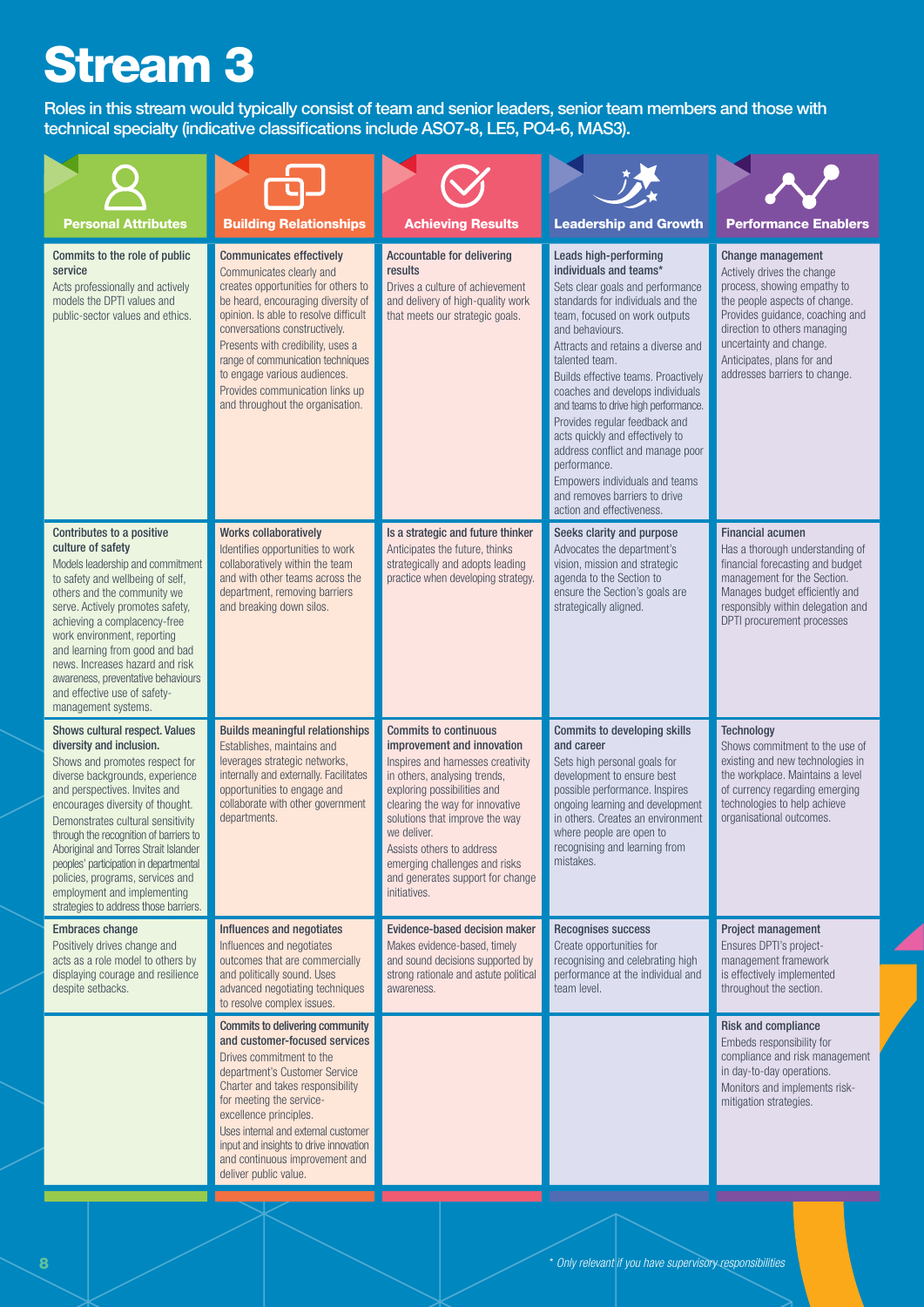# Stream 3

Roles in this stream would typically consist of team and senior leaders, senior team members and those with technical specialty (indicative classifications include ASO7-8, LE5, PO4-6, MAS3).

| Personal Attributes | Building Relationships | Achieving Results | Leadership and Growth | Performance Enablers |
|---|---|---|---|---|
| **Commits to the role of public service**<br>Acts professionally and actively models the DPTI values and public-sector values and ethics. | **Communicates effectively**<br>Communicates clearly and creates opportunities for others to be heard, encouraging diversity of opinion. Is able to resolve difficult conversations constructively.<br>Presents with credibility, uses a range of communication techniques to engage various audiences.<br>Provides communication links up and throughout the organisation. | **Accountable for delivering results**<br>Drives a culture of achievement and delivery of high-quality work that meets our strategic goals. | **Leads high-performing individuals and teams***<br>Sets clear goals and performance standards for individuals and the team, focused on work outputs and behaviours.<br>Attracts and retains a diverse and talented team.<br>Builds effective teams. Proactively coaches and develops individuals and teams to drive high performance.<br>Provides regular feedback and acts quickly and effectively to address conflict and manage poor performance.<br>Empowers individuals and teams and removes barriers to drive action and effectiveness. | **Change management**<br>Actively drives the change process, showing empathy to the people aspects of change. Provides guidance, coaching and direction to others managing uncertainty and change.<br>Anticipates, plans for and addresses barriers to change. |
| **Contributes to a positive culture of safety**<br>Models leadership and commitment to safety and wellbeing of self, others and the community we serve. Actively promotes safety, achieving a complacency-free work environment, reporting and learning from good and bad news. Increases hazard and risk awareness, preventative behaviours and effective use of safety-management systems. | **Works collaboratively**<br>Identifies opportunities to work collaboratively within the team and with other teams across the department, removing barriers and breaking down silos. | **Is a strategic and future thinker**<br>Anticipates the future, thinks strategically and adopts leading practice when developing strategy. | **Seeks clarity and purpose**<br>Advocates the department's vision, mission and strategic agenda to the Section to ensure the Section's goals are strategically aligned. | **Financial acumen**<br>Has a thorough understanding of financial forecasting and budget management for the Section. Manages budget efficiently and responsibly within delegation and DPTI procurement processes |
| **Shows cultural respect. Values diversity and inclusion.**<br>Shows and promotes respect for diverse backgrounds, experience and perspectives. Invites and encourages diversity of thought.<br>Demonstrates cultural sensitivity through the recognition of barriers to Aboriginal and Torres Strait Islander peoples' participation in departmental policies, programs, services and employment and implementing strategies to address those barriers. | **Builds meaningful relationships**<br>Establishes, maintains and leverages strategic networks, internally and externally. Facilitates opportunities to engage and collaborate with other government departments. | **Commits to continuous improvement and innovation**<br>Inspires and harnesses creativity in others, analysing trends, exploring possibilities and clearing the way for innovative solutions that improve the way we deliver.<br>Assists others to address emerging challenges and risks and generates support for change initiatives. | **Commits to developing skills and career**<br>Sets high personal goals for development to ensure best possible performance. Inspires ongoing learning and development in others. Creates an environment where people are open to recognising and learning from mistakes. | **Technology**<br>Shows commitment to the use of existing and new technologies in the workplace. Maintains a level of currency regarding emerging technologies to help achieve organisational outcomes. |
| **Embraces change**<br>Positively drives change and acts as a role model to others by displaying courage and resilience despite setbacks. | **Influences and negotiates**<br>Influences and negotiates outcomes that are commercially and politically sound. Uses advanced negotiating techniques to resolve complex issues. | **Evidence-based decision maker**<br>Makes evidence-based, timely and sound decisions supported by strong rationale and astute political awareness. | **Recognises success**<br>Create opportunities for recognising and celebrating high performance at the individual and team level. | **Project management**<br>Ensures DPTI's project-management framework is effectively implemented throughout the section. |
| | **Commits to delivering community and customer-focused services**<br>Drives commitment to the department's Customer Service Charter and takes responsibility for meeting the service-excellence principles.<br>Uses internal and external customer input and insights to drive innovation and continuous improvement and deliver public value. | | | **Risk and compliance**<br>Embeds responsibility for compliance and risk management in day-to-day operations.<br>Monitors and implements risk-mitigation strategies. |

*\* Only relevant if you have supervisory responsibilities*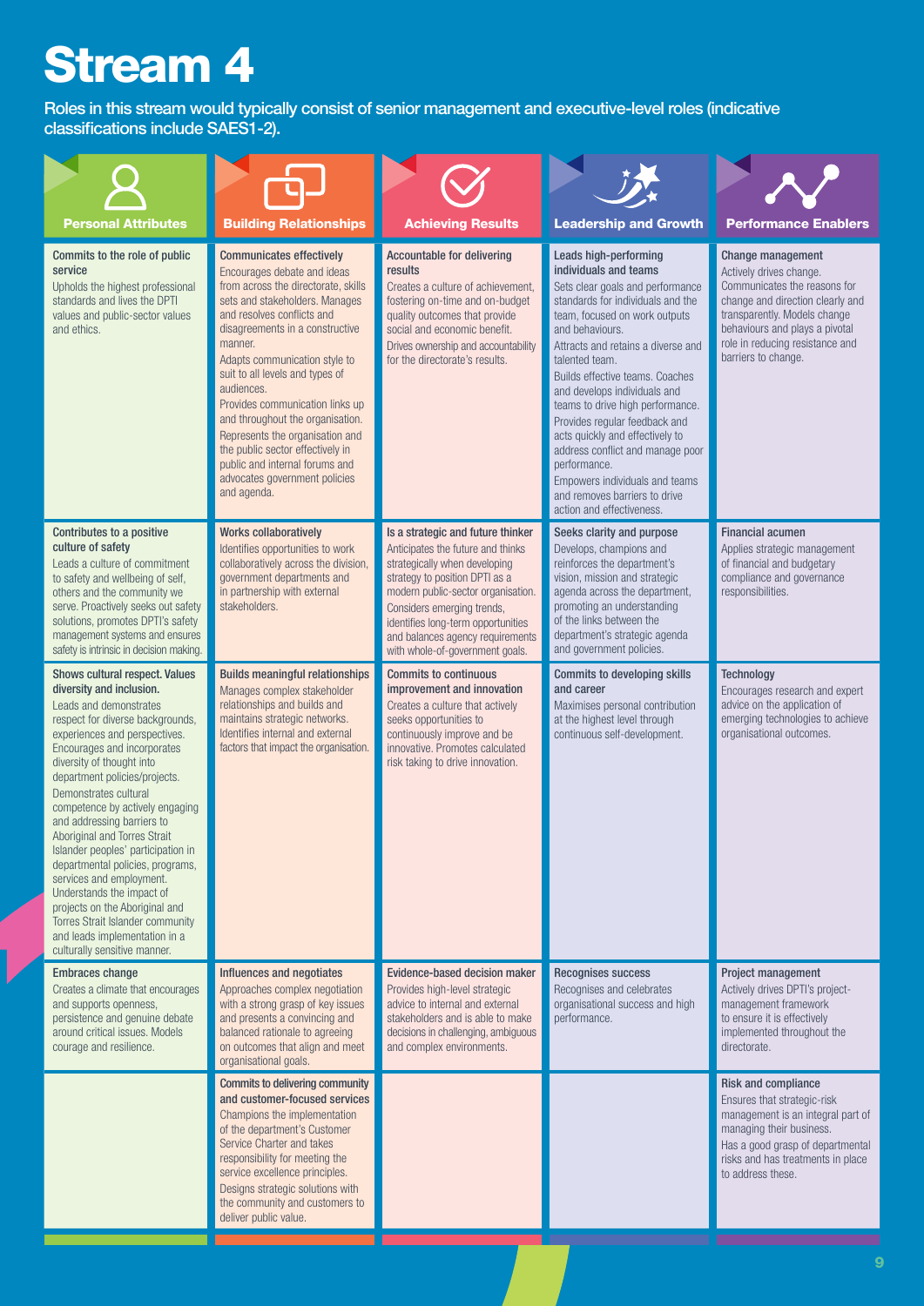# Stream 4

Roles in this stream would typically consist of senior management and executive-level roles (indicative classifications include SAES1-2).

| Personal Attributes | Building Relationships | Achieving Results | Leadership and Growth | Performance Enablers |
|---|---|---|---|---|
| **Commits to the role of public service**<br>Upholds the highest professional standards and lives the DPTI values and public-sector values and ethics. | **Communicates effectively**<br>Encourages debate and ideas from across the directorate, skills sets and stakeholders. Manages and resolves conflicts and disagreements in a constructive manner.<br>Adapts communication style to suit to all levels and types of audiences.<br>Provides communication links up and throughout the organisation.<br>Represents the organisation and the public sector effectively in public and internal forums and advocates government policies and agenda. | **Accountable for delivering results**<br>Creates a culture of achievement, fostering on-time and on-budget quality outcomes that provide social and economic benefit.<br>Drives ownership and accountability for the directorate's results. | **Leads high-performing individuals and teams**<br>Sets clear goals and performance standards for individuals and the team, focused on work outputs and behaviours.<br>Attracts and retains a diverse and talented team.<br>Builds effective teams. Coaches and develops individuals and teams to drive high performance.<br>Provides regular feedback and acts quickly and effectively to address conflict and manage poor performance.<br>Empowers individuals and teams and removes barriers to drive action and effectiveness. | **Change management**<br>Actively drives change. Communicates the reasons for change and direction clearly and transparently. Models change behaviours and plays a pivotal role in reducing resistance and barriers to change. |
| **Contributes to a positive culture of safety**<br>Leads a culture of commitment to safety and wellbeing of self, others and the community we serve. Proactively seeks out safety solutions, promotes DPTI's safety management systems and ensures safety is intrinsic in decision making. | **Works collaboratively**<br>Identifies opportunities to work collaboratively across the division, government departments and in partnership with external stakeholders. | **Is a strategic and future thinker**<br>Anticipates the future and thinks strategically when developing strategy to position DPTI as a modern public-sector organisation.<br>Considers emerging trends, identifies long-term opportunities and balances agency requirements with whole-of-government goals. | **Seeks clarity and purpose**<br>Develops, champions and reinforces the department's vision, mission and strategic agenda across the department, promoting an understanding of the links between the department's strategic agenda and government policies. | **Financial acumen**<br>Applies strategic management of financial and budgetary compliance and governance responsibilities. |
| **Shows cultural respect. Values diversity and inclusion.**<br>Leads and demonstrates respect for diverse backgrounds, experiences and perspectives. Encourages and incorporates diversity of thought into department policies/projects.<br>Demonstrates cultural competence by actively engaging and addressing barriers to Aboriginal and Torres Strait Islander peoples' participation in departmental policies, programs, services and employment. Understands the impact of projects on the Aboriginal and Torres Strait Islander community and leads implementation in a culturally sensitive manner. | **Builds meaningful relationships**<br>Manages complex stakeholder relationships and builds and maintains strategic networks. Identifies internal and external factors that impact the organisation. | **Commits to continuous improvement and innovation**<br>Creates a culture that actively seeks opportunities to continuously improve and be innovative. Promotes calculated risk taking to drive innovation. | **Commits to developing skills and career**<br>Maximises personal contribution at the highest level through continuous self-development. | **Technology**<br>Encourages research and expert advice on the application of emerging technologies to achieve organisational outcomes. |
| **Embraces change**<br>Creates a climate that encourages and supports openness, persistence and genuine debate around critical issues. Models courage and resilience. | **Influences and negotiates**<br>Approaches complex negotiation with a strong grasp of key issues and presents a convincing and balanced rationale to agreeing on outcomes that align and meet organisational goals. | **Evidence-based decision maker**<br>Provides high-level strategic advice to internal and external stakeholders and is able to make decisions in challenging, ambiguous and complex environments. | **Recognises success**<br>Recognises and celebrates organisational success and high performance. | **Project management**<br>Actively drives DPTI's project-management framework to ensure it is effectively implemented throughout the directorate. |
| | **Commits to delivering community and customer-focused services**<br>Champions the implementation of the department's Customer Service Charter and takes responsibility for meeting the service excellence principles.<br>Designs strategic solutions with the community and customers to deliver public value. | | | **Risk and compliance**<br>Ensures that strategic-risk management is an integral part of managing their business.<br>Has a good grasp of departmental risks and has treatments in place to address these. |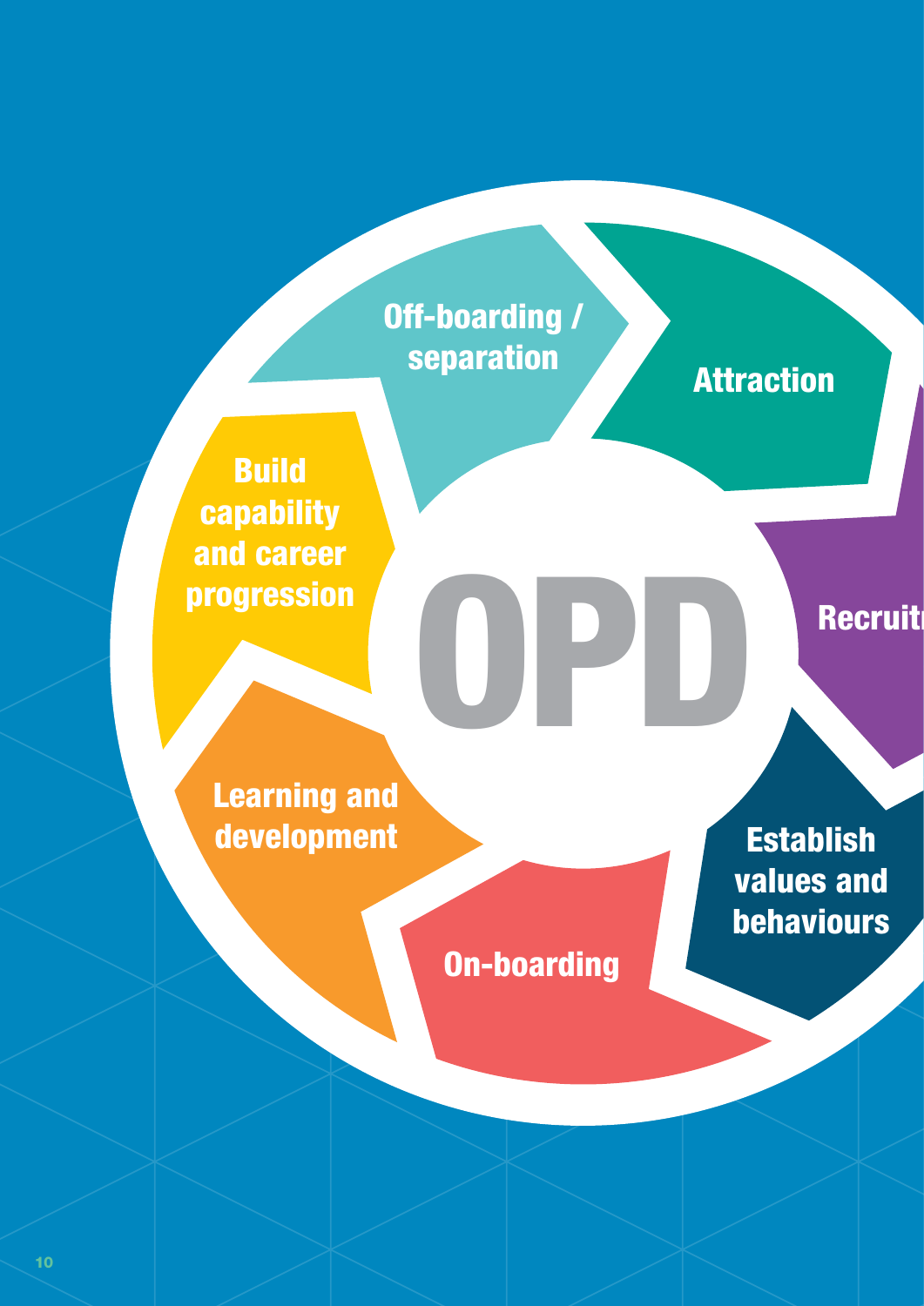OPD

Attraction

Recruit

Establish values and behaviours

On-boarding

Learning and development

Build capability and career progression

Off-boarding / separation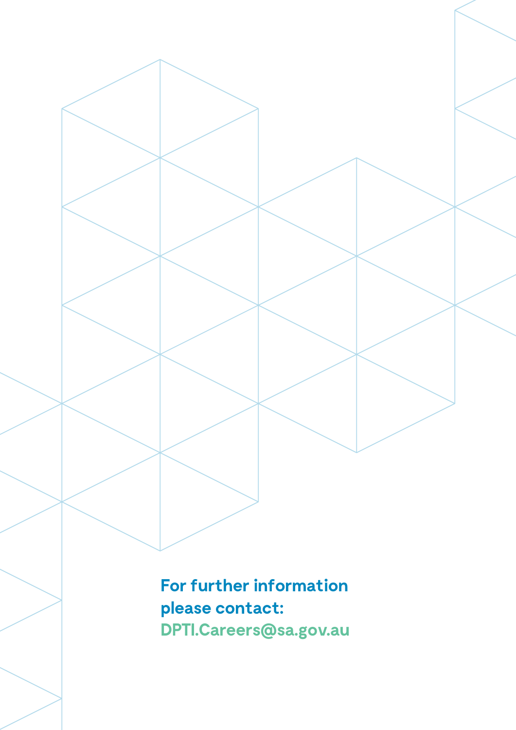**For further information please contact:**
**DPTI.Careers@sa.gov.au**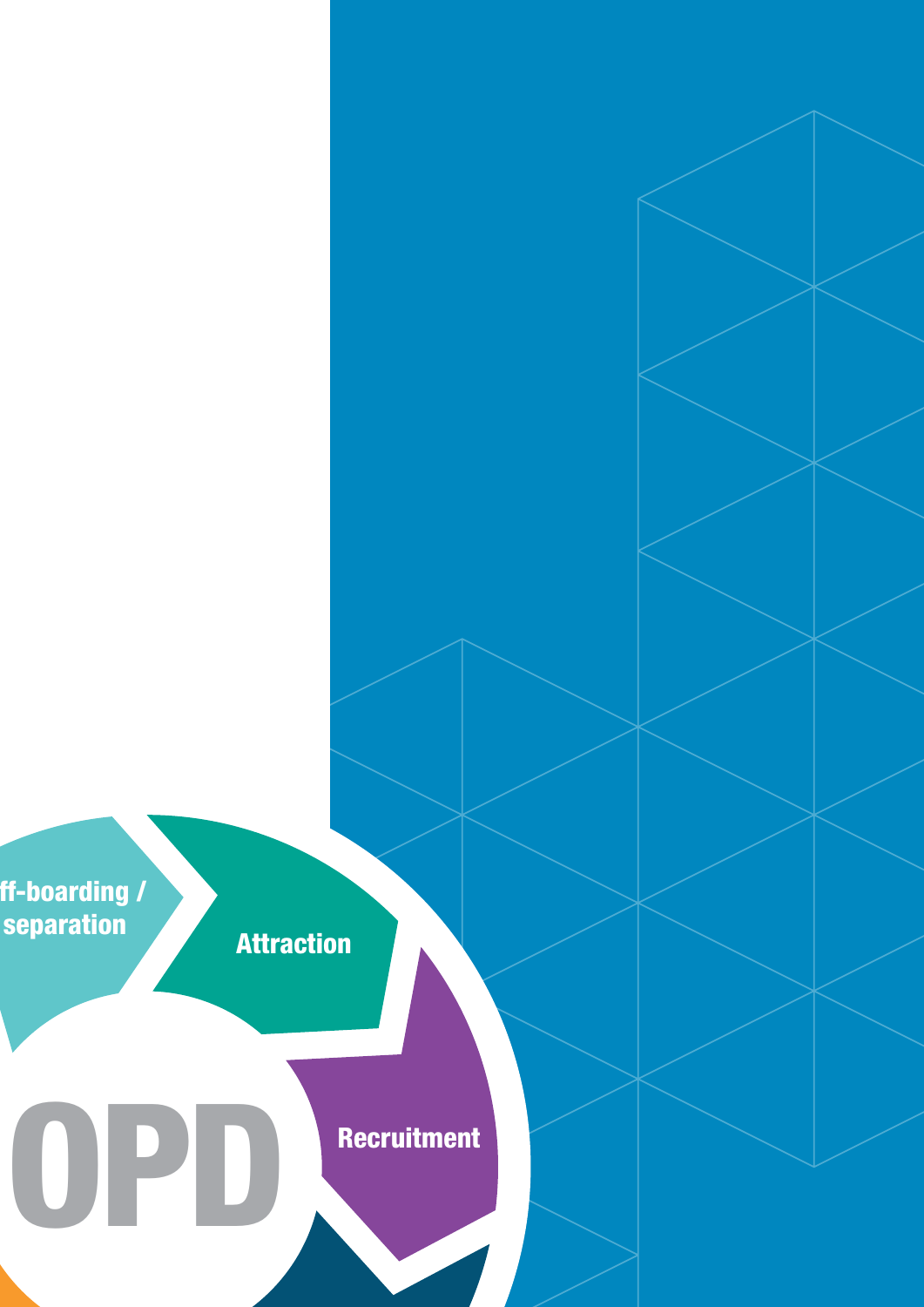ff-boarding /
separation

Attraction

Recruitment

OPD